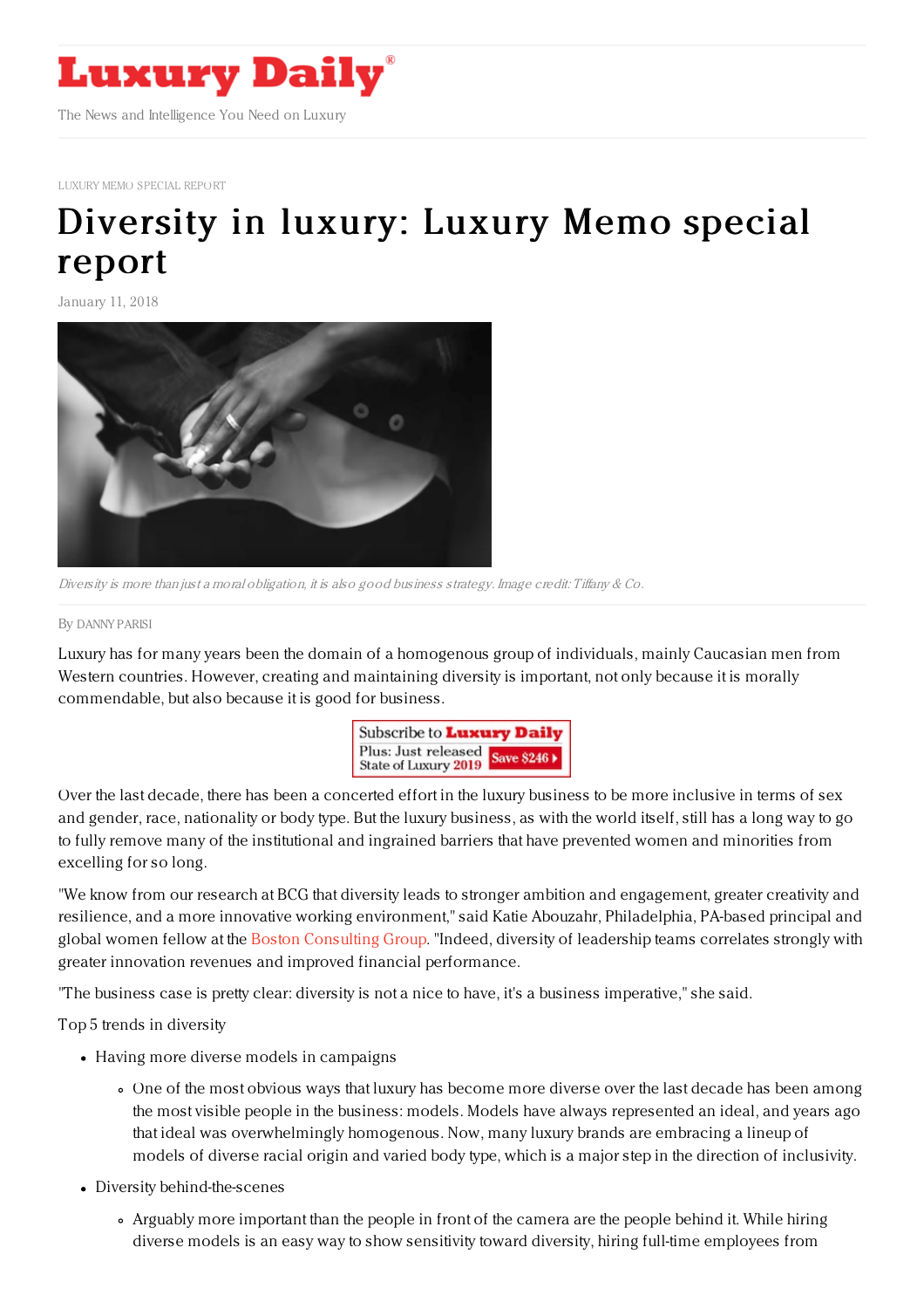# Luxury Daily

The News and Intelligence You Need on Luxury

LUXURY MEMO SPECIAL REPORT

# Diversity in luxury: Luxury Memo special report

January 11, 2018

*Diversity is more than just a moral obligation, it is also good business strategy. Image credit: Tiffany & Co.*

By DANNY PARISI

Luxury has for many years been the domain of a homogenous group of individuals, mainly Caucasian men from Western countries. However, creating and maintaining diversity is important, not only because it is morally commendable, but also because it is good for business.

Over the last decade, there has been a concerted effort in the luxury business to be more inclusive in terms of sex and gender, race, nationality or body type. But the luxury business, as with the world itself, still has a long way to go to fully remove many of the institutional and ingrained barriers that have prevented women and minorities from excelling for so long.

"We know from our research at BCG that diversity leads to stronger ambition and engagement, greater creativity and resilience, and a more innovative working environment," said Katie Abouzahr, Philadelphia, PA-based principal and global women fellow at the Boston Consulting Group. "Indeed, diversity of leadership teams correlates strongly with greater innovation revenues and improved financial performance.

"The business case is pretty clear: diversity is not a nice to have, it's a business imperative," she said.

Top 5 trends in diversity

- Having more diverse models in campaigns
  - One of the most obvious ways that luxury has become more diverse over the last decade has been among the most visible people in the business: models. Models have always represented an ideal, and years ago that ideal was overwhelmingly homogenous. Now, many luxury brands are embracing a lineup of models of diverse racial origin and varied body type, which is a major step in the direction of inclusivity.
- Diversity behind-the-scenes
  - Arguably more important than the people in front of the camera are the people behind it. While hiring diverse models is an easy way to show sensitivity toward diversity, hiring full-time employees from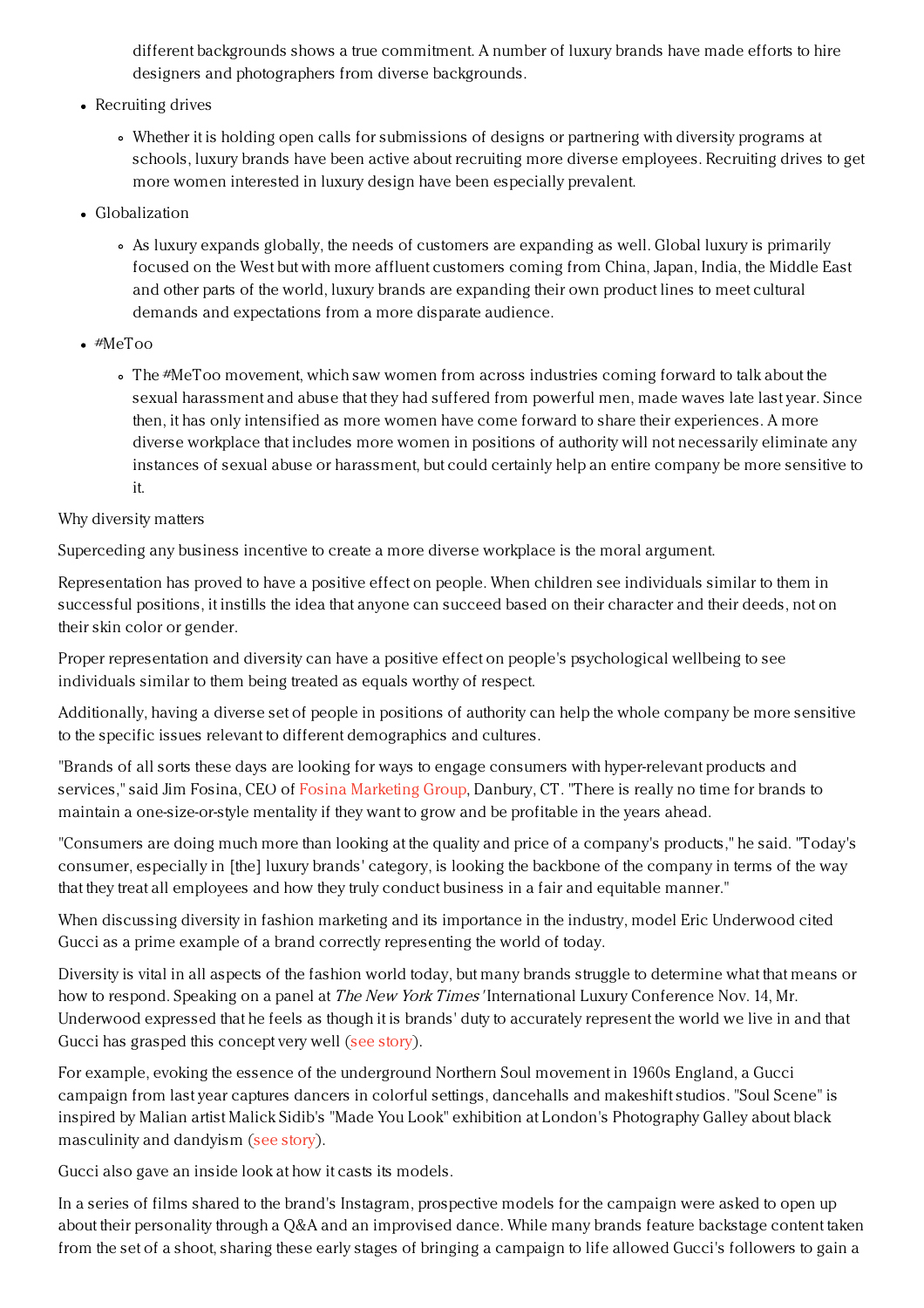different backgrounds shows a true commitment. A number of luxury brands have made efforts to hire designers and photographers from diverse backgrounds.

- Recruiting drives
  - Whether it is holding open calls for submissions of designs or partnering with diversity programs at schools, luxury brands have been active about recruiting more diverse employees. Recruiting drives to get more women interested in luxury design have been especially prevalent.
- Globalization
  - As luxury expands globally, the needs of customers are expanding as well. Global luxury is primarily focused on the West but with more affluent customers coming from China, Japan, India, the Middle East and other parts of the world, luxury brands are expanding their own product lines to meet cultural demands and expectations from a more disparate audience.
- #MeToo
  - The #MeToo movement, which saw women from across industries coming forward to talk about the sexual harassment and abuse that they had suffered from powerful men, made waves late last year. Since then, it has only intensified as more women have come forward to share their experiences. A more diverse workplace that includes more women in positions of authority will not necessarily eliminate any instances of sexual abuse or harassment, but could certainly help an entire company be more sensitive to it.

Why diversity matters

Superceding any business incentive to create a more diverse workplace is the moral argument.

Representation has proved to have a positive effect on people. When children see individuals similar to them in successful positions, it instills the idea that anyone can succeed based on their character and their deeds, not on their skin color or gender.

Proper representation and diversity can have a positive effect on people's psychological wellbeing to see individuals similar to them being treated as equals worthy of respect.

Additionally, having a diverse set of people in positions of authority can help the whole company be more sensitive to the specific issues relevant to different demographics and cultures.

"Brands of all sorts these days are looking for ways to engage consumers with hyper-relevant products and services," said Jim Fosina, CEO of Fosina Marketing Group, Danbury, CT. "There is really no time for brands to maintain a one-size-or-style mentality if they want to grow and be profitable in the years ahead.

"Consumers are doing much more than looking at the quality and price of a company's products," he said. "Today's consumer, especially in [the] luxury brands' category, is looking the backbone of the company in terms of the way that they treat all employees and how they truly conduct business in a fair and equitable manner."

When discussing diversity in fashion marketing and its importance in the industry, model Eric Underwood cited Gucci as a prime example of a brand correctly representing the world of today.

Diversity is vital in all aspects of the fashion world today, but many brands struggle to determine what that means or how to respond. Speaking on a panel at *The New York Times'* International Luxury Conference Nov. 14, Mr. Underwood expressed that he feels as though it is brands' duty to accurately represent the world we live in and that Gucci has grasped this concept very well (see story).

For example, evoking the essence of the underground Northern Soul movement in 1960s England, a Gucci campaign from last year captures dancers in colorful settings, dancehalls and makeshift studios. "Soul Scene" is inspired by Malian artist Malick Sidib's "Made You Look" exhibition at London's Photography Galley about black masculinity and dandyism (see story).

Gucci also gave an inside look at how it casts its models.

In a series of films shared to the brand's Instagram, prospective models for the campaign were asked to open up about their personality through a Q&A and an improvised dance. While many brands feature backstage content taken from the set of a shoot, sharing these early stages of bringing a campaign to life allowed Gucci's followers to gain a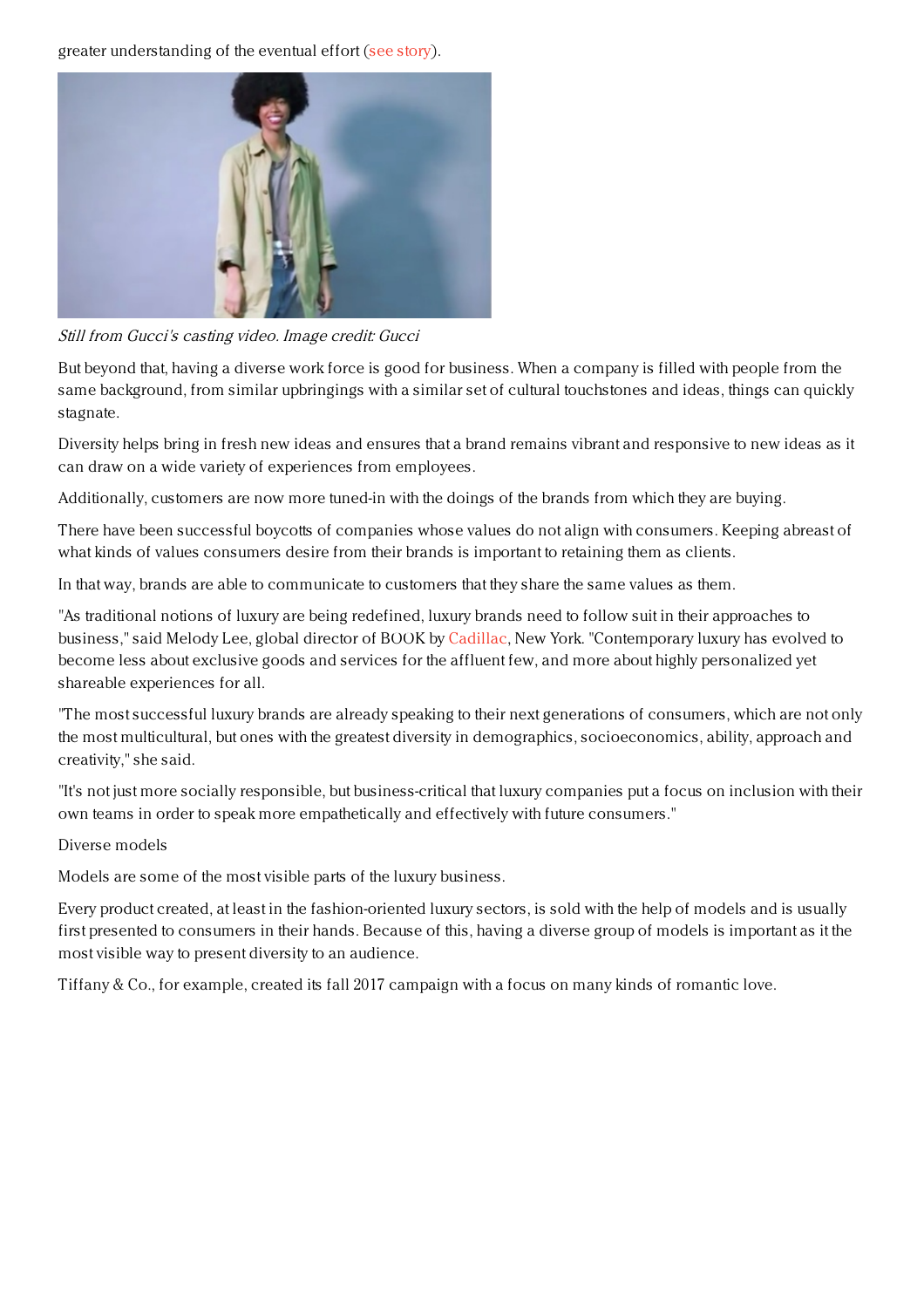greater understanding of the eventual effort (see story).

*Still from Gucci's casting video. Image credit: Gucci*

But beyond that, having a diverse work force is good for business. When a company is filled with people from the same background, from similar upbringings with a similar set of cultural touchstones and ideas, things can quickly stagnate.

Diversity helps bring in fresh new ideas and ensures that a brand remains vibrant and responsive to new ideas as it can draw on a wide variety of experiences from employees.

Additionally, customers are now more tuned-in with the doings of the brands from which they are buying.

There have been successful boycotts of companies whose values do not align with consumers. Keeping abreast of what kinds of values consumers desire from their brands is important to retaining them as clients.

In that way, brands are able to communicate to customers that they share the same values as them.

"As traditional notions of luxury are being redefined, luxury brands need to follow suit in their approaches to business," said Melody Lee, global director of BOOK by Cadillac, New York. "Contemporary luxury has evolved to become less about exclusive goods and services for the affluent few, and more about highly personalized yet shareable experiences for all.

"The most successful luxury brands are already speaking to their next generations of consumers, which are not only the most multicultural, but ones with the greatest diversity in demographics, socioeconomics, ability, approach and creativity," she said.

"It's not just more socially responsible, but business-critical that luxury companies put a focus on inclusion with their own teams in order to speak more empathetically and effectively with future consumers."

Diverse models

Models are some of the most visible parts of the luxury business.

Every product created, at least in the fashion-oriented luxury sectors, is sold with the help of models and is usually first presented to consumers in their hands. Because of this, having a diverse group of models is important as it the most visible way to present diversity to an audience.

Tiffany & Co., for example, created its fall 2017 campaign with a focus on many kinds of romantic love.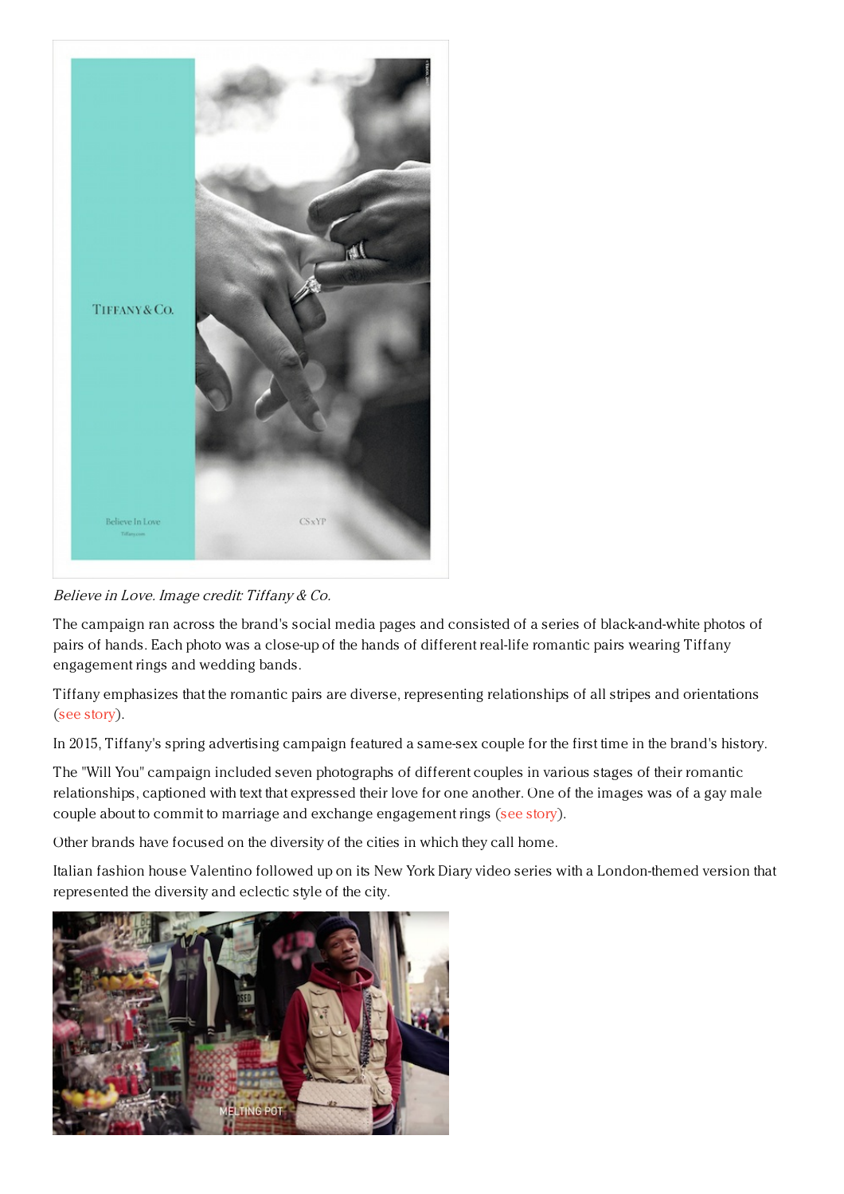*Believe in Love. Image credit: Tiffany & Co.*

The campaign ran across the brand's social media pages and consisted of a series of black-and-white photos of pairs of hands. Each photo was a close-up of the hands of different real-life romantic pairs wearing Tiffany engagement rings and wedding bands.

Tiffany emphasizes that the romantic pairs are diverse, representing relationships of all stripes and orientations (see story).

In 2015, Tiffany's spring advertising campaign featured a same-sex couple for the first time in the brand's history.

The "Will You" campaign included seven photographs of different couples in various stages of their romantic relationships, captioned with text that expressed their love for one another. One of the images was of a gay male couple about to commit to marriage and exchange engagement rings (see story).

Other brands have focused on the diversity of the cities in which they call home.

Italian fashion house Valentino followed up on its New York Diary video series with a London-themed version that represented the diversity and eclectic style of the city.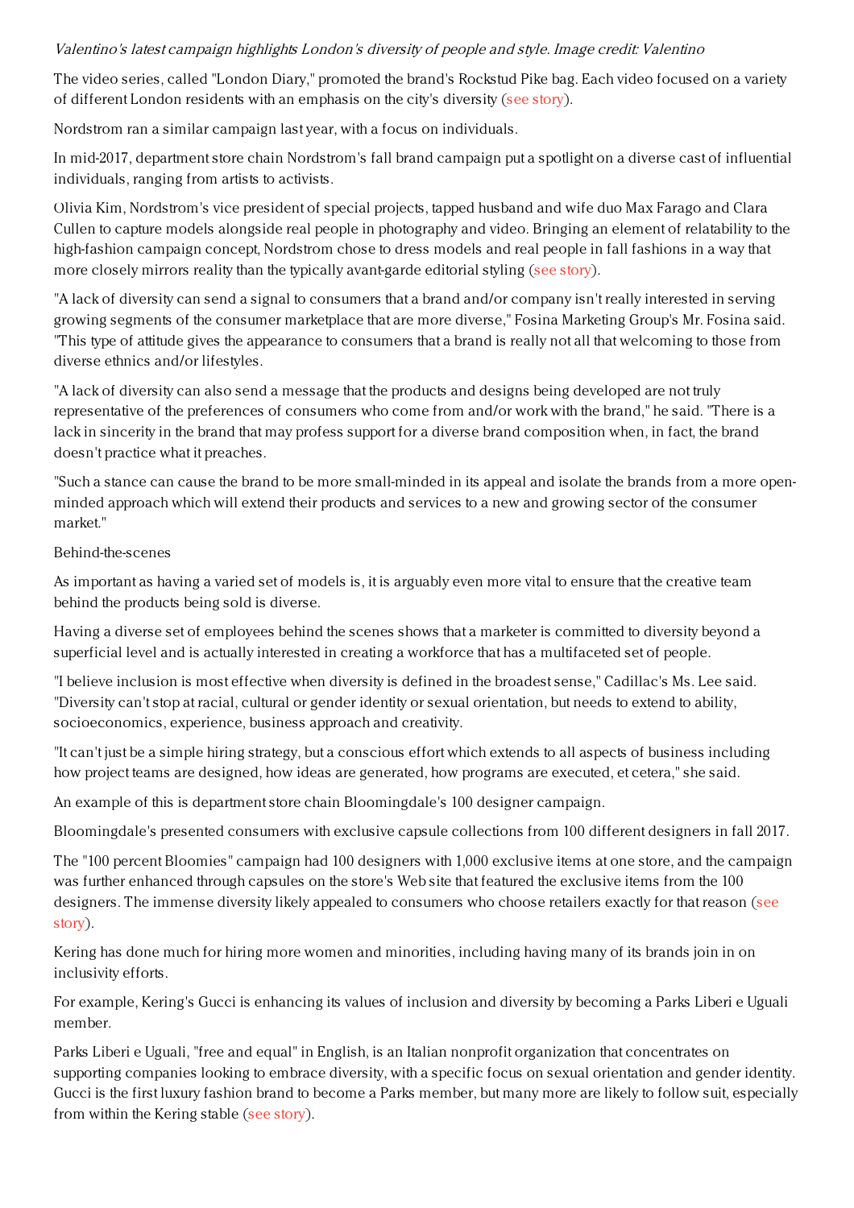*Valentino's latest campaign highlights London's diversity of people and style. Image credit: Valentino*

The video series, called "London Diary," promoted the brand's Rockstud Pike bag. Each video focused on a variety of different London residents with an emphasis on the city's diversity (see story).

Nordstrom ran a similar campaign last year, with a focus on individuals.

In mid-2017, department store chain Nordstrom's fall brand campaign put a spotlight on a diverse cast of influential individuals, ranging from artists to activists.

Olivia Kim, Nordstrom's vice president of special projects, tapped husband and wife duo Max Farago and Clara Cullen to capture models alongside real people in photography and video. Bringing an element of relatability to the high-fashion campaign concept, Nordstrom chose to dress models and real people in fall fashions in a way that more closely mirrors reality than the typically avant-garde editorial styling (see story).

"A lack of diversity can send a signal to consumers that a brand and/or company isn't really interested in serving growing segments of the consumer marketplace that are more diverse," Fosina Marketing Group's Mr. Fosina said. "This type of attitude gives the appearance to consumers that a brand is really not all that welcoming to those from diverse ethnics and/or lifestyles.

"A lack of diversity can also send a message that the products and designs being developed are not truly representative of the preferences of consumers who come from and/or work with the brand," he said. "There is a lack in sincerity in the brand that may profess support for a diverse brand composition when, in fact, the brand doesn't practice what it preaches.

"Such a stance can cause the brand to be more small-minded in its appeal and isolate the brands from a more open-minded approach which will extend their products and services to a new and growing sector of the consumer market."

Behind-the-scenes

As important as having a varied set of models is, it is arguably even more vital to ensure that the creative team behind the products being sold is diverse.

Having a diverse set of employees behind the scenes shows that a marketer is committed to diversity beyond a superficial level and is actually interested in creating a workforce that has a multifaceted set of people.

"I believe inclusion is most effective when diversity is defined in the broadest sense," Cadillac's Ms. Lee said. "Diversity can't stop at racial, cultural or gender identity or sexual orientation, but needs to extend to ability, socioeconomics, experience, business approach and creativity.

"It can't just be a simple hiring strategy, but a conscious effort which extends to all aspects of business including how project teams are designed, how ideas are generated, how programs are executed, et cetera," she said.

An example of this is department store chain Bloomingdale's 100 designer campaign.

Bloomingdale's presented consumers with exclusive capsule collections from 100 different designers in fall 2017.

The "100 percent Bloomies" campaign had 100 designers with 1,000 exclusive items at one store, and the campaign was further enhanced through capsules on the store's Web site that featured the exclusive items from the 100 designers. The immense diversity likely appealed to consumers who choose retailers exactly for that reason (see story).

Kering has done much for hiring more women and minorities, including having many of its brands join in on inclusivity efforts.

For example, Kering's Gucci is enhancing its values of inclusion and diversity by becoming a Parks Liberi e Uguali member.

Parks Liberi e Uguali, "free and equal" in English, is an Italian nonprofit organization that concentrates on supporting companies looking to embrace diversity, with a specific focus on sexual orientation and gender identity. Gucci is the first luxury fashion brand to become a Parks member, but many more are likely to follow suit, especially from within the Kering stable (see story).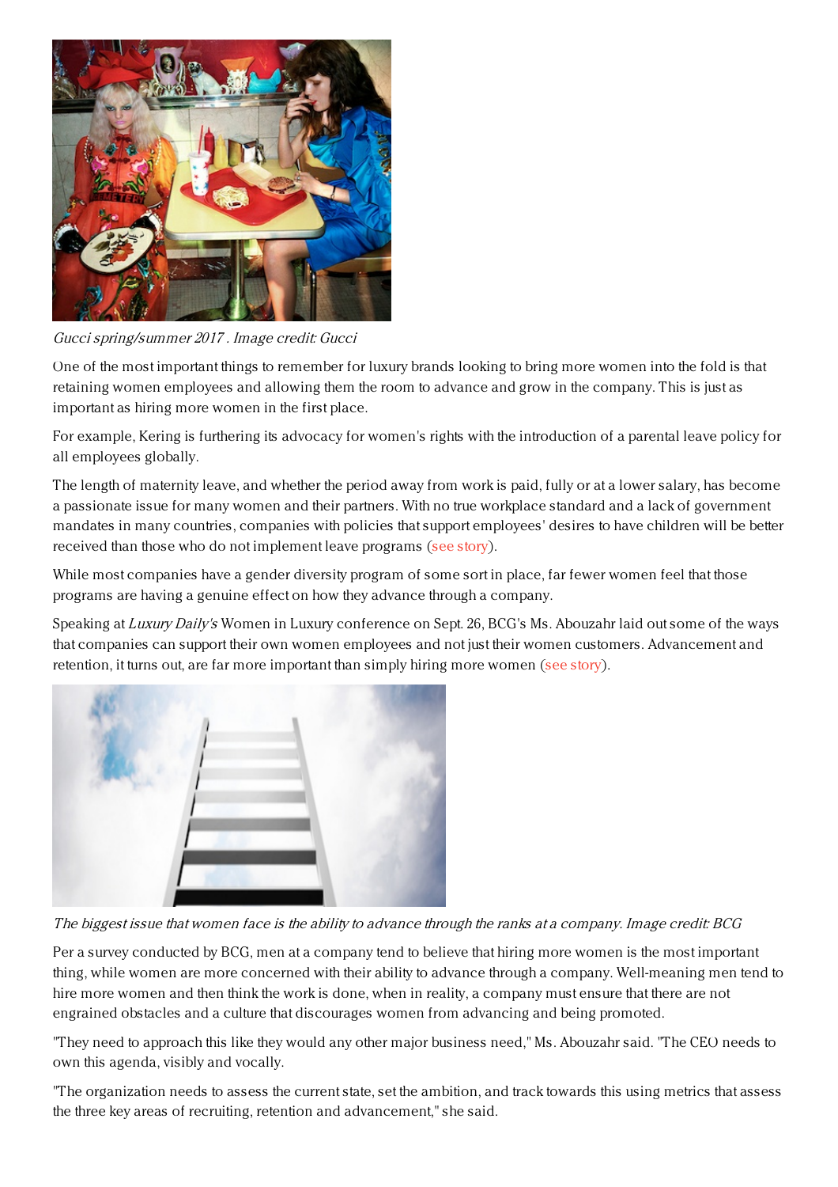*Gucci spring/summer 2017 . Image credit: Gucci*

One of the most important things to remember for luxury brands looking to bring more women into the fold is that retaining women employees and allowing them the room to advance and grow in the company. This is just as important as hiring more women in the first place.

For example, Kering is furthering its advocacy for women's rights with the introduction of a parental leave policy for all employees globally.

The length of maternity leave, and whether the period away from work is paid, fully or at a lower salary, has become a passionate issue for many women and their partners. With no true workplace standard and a lack of government mandates in many countries, companies with policies that support employees' desires to have children will be better received than those who do not implement leave programs (see story).

While most companies have a gender diversity program of some sort in place, far fewer women feel that those programs are having a genuine effect on how they advance through a company.

Speaking at *Luxury Daily's* Women in Luxury conference on Sept. 26, BCG's Ms. Abouzahr laid out some of the ways that companies can support their own women employees and not just their women customers. Advancement and retention, it turns out, are far more important than simply hiring more women (see story).

*The biggest issue that women face is the ability to advance through the ranks at a company. Image credit: BCG*

Per a survey conducted by BCG, men at a company tend to believe that hiring more women is the most important thing, while women are more concerned with their ability to advance through a company. Well-meaning men tend to hire more women and then think the work is done, when in reality, a company must ensure that there are not engrained obstacles and a culture that discourages women from advancing and being promoted.

"They need to approach this like they would any other major business need," Ms. Abouzahr said. "The CEO needs to own this agenda, visibly and vocally.

"The organization needs to assess the current state, set the ambition, and track towards this using metrics that assess the three key areas of recruiting, retention and advancement," she said.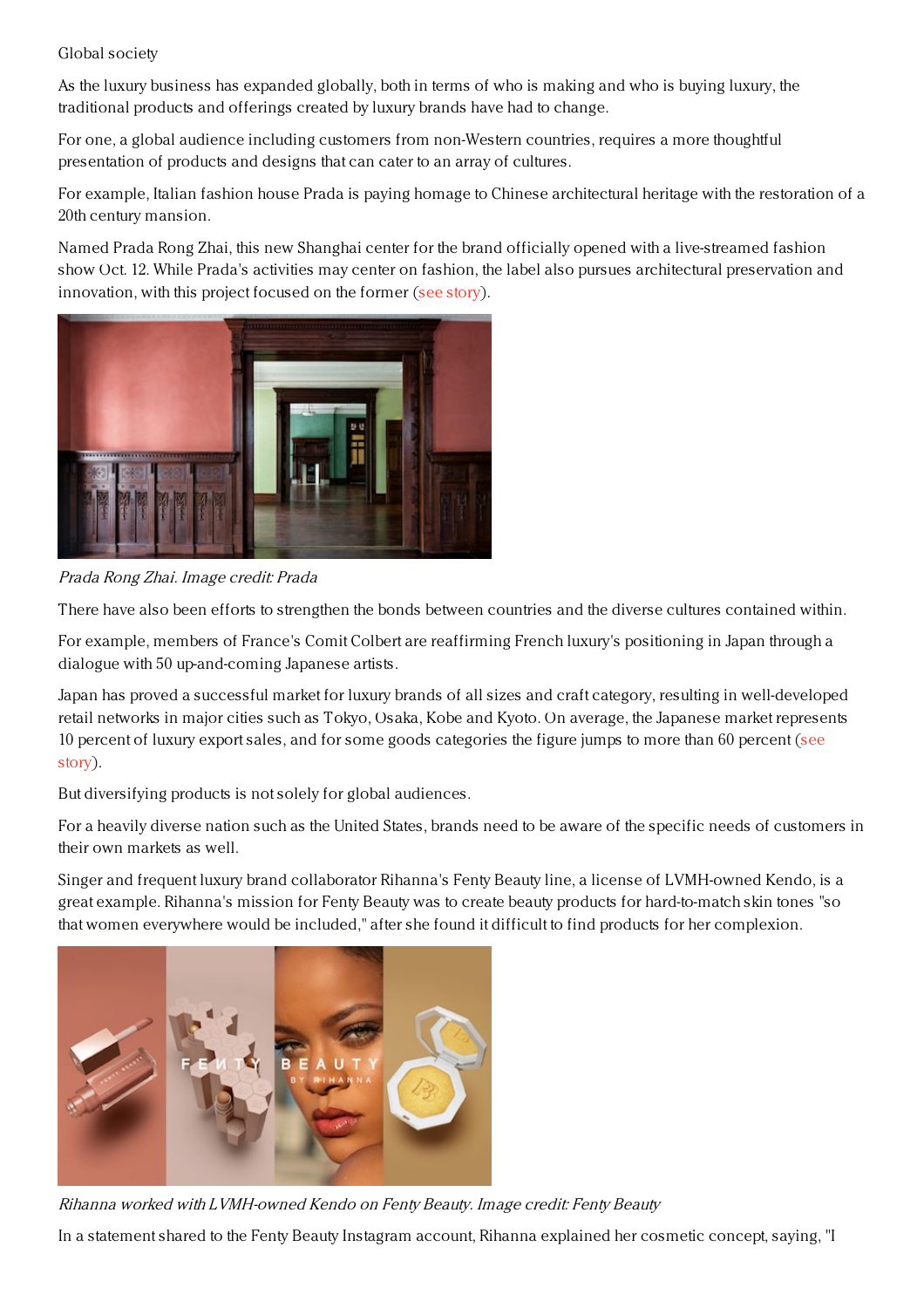## Global society

As the luxury business has expanded globally, both in terms of who is making and who is buying luxury, the traditional products and offerings created by luxury brands have had to change.

For one, a global audience including customers from non-Western countries, requires a more thoughtful presentation of products and designs that can cater to an array of cultures.

For example, Italian fashion house Prada is paying homage to Chinese architectural heritage with the restoration of a 20th century mansion.

Named Prada Rong Zhai, this new Shanghai center for the brand officially opened with a live-streamed fashion show Oct. 12. While Prada's activities may center on fashion, the label also pursues architectural preservation and innovation, with this project focused on the former (see story).

*Prada Rong Zhai. Image credit: Prada*

There have also been efforts to strengthen the bonds between countries and the diverse cultures contained within.

For example, members of France's Comit Colbert are reaffirming French luxury's positioning in Japan through a dialogue with 50 up-and-coming Japanese artists.

Japan has proved a successful market for luxury brands of all sizes and craft category, resulting in well-developed retail networks in major cities such as Tokyo, Osaka, Kobe and Kyoto. On average, the Japanese market represents 10 percent of luxury export sales, and for some goods categories the figure jumps to more than 60 percent (see story).

But diversifying products is not solely for global audiences.

For a heavily diverse nation such as the United States, brands need to be aware of the specific needs of customers in their own markets as well.

Singer and frequent luxury brand collaborator Rihanna's Fenty Beauty line, a license of LVMH-owned Kendo, is a great example. Rihanna's mission for Fenty Beauty was to create beauty products for hard-to-match skin tones "so that women everywhere would be included," after she found it difficult to find products for her complexion.

*Rihanna worked with LVMH-owned Kendo on Fenty Beauty. Image credit: Fenty Beauty*

In a statement shared to the Fenty Beauty Instagram account, Rihanna explained her cosmetic concept, saying, "I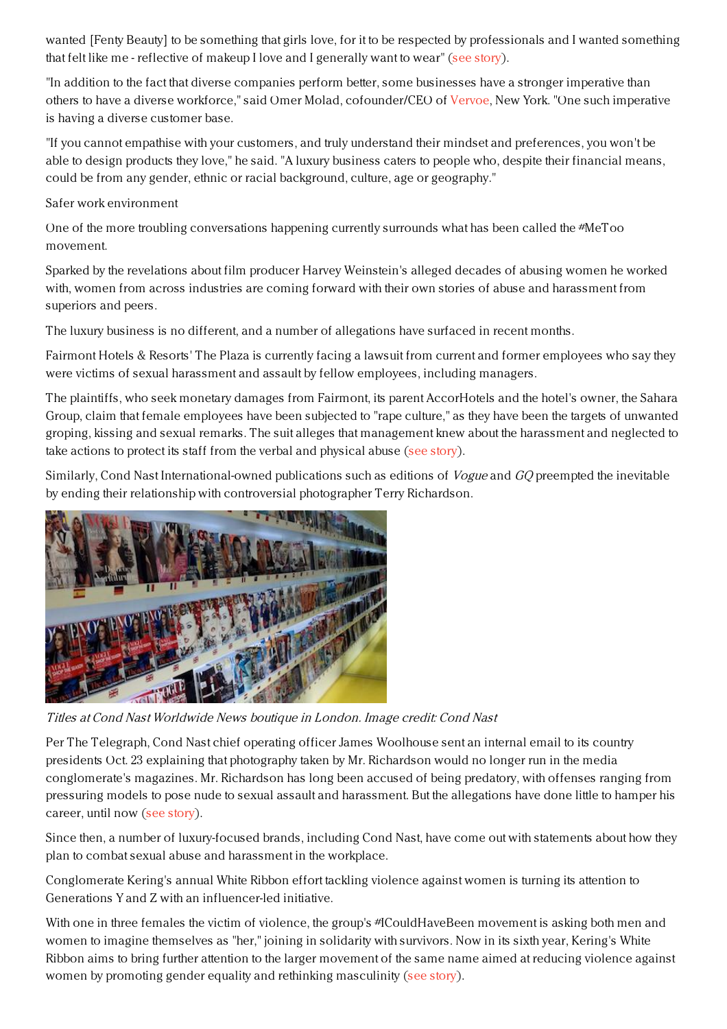wanted [Fenty Beauty] to be something that girls love, for it to be respected by professionals and I wanted something that felt like me - reflective of makeup I love and I generally want to wear" (see story).

"In addition to the fact that diverse companies perform better, some businesses have a stronger imperative than others to have a diverse workforce," said Omer Molad, cofounder/CEO of Vervoe, New York. "One such imperative is having a diverse customer base.

"If you cannot empathise with your customers, and truly understand their mindset and preferences, you won't be able to design products they love," he said. "A luxury business caters to people who, despite their financial means, could be from any gender, ethnic or racial background, culture, age or geography."

Safer work environment

One of the more troubling conversations happening currently surrounds what has been called the #MeToo movement.

Sparked by the revelations about film producer Harvey Weinstein's alleged decades of abusing women he worked with, women from across industries are coming forward with their own stories of abuse and harassment from superiors and peers.

The luxury business is no different, and a number of allegations have surfaced in recent months.

Fairmont Hotels & Resorts' The Plaza is currently facing a lawsuit from current and former employees who say they were victims of sexual harassment and assault by fellow employees, including managers.

The plaintiffs, who seek monetary damages from Fairmont, its parent AccorHotels and the hotel's owner, the Sahara Group, claim that female employees have been subjected to "rape culture," as they have been the targets of unwanted groping, kissing and sexual remarks. The suit alleges that management knew about the harassment and neglected to take actions to protect its staff from the verbal and physical abuse (see story).

Similarly, Cond Nast International-owned publications such as editions of *Vogue* and *GQ* preempted the inevitable by ending their relationship with controversial photographer Terry Richardson.

*Titles at Cond Nast Worldwide News boutique in London. Image credit: Cond Nast*

Per The Telegraph, Cond Nast chief operating officer James Woolhouse sent an internal email to its country presidents Oct. 23 explaining that photography taken by Mr. Richardson would no longer run in the media conglomerate's magazines. Mr. Richardson has long been accused of being predatory, with offenses ranging from pressuring models to pose nude to sexual assault and harassment. But the allegations have done little to hamper his career, until now (see story).

Since then, a number of luxury-focused brands, including Cond Nast, have come out with statements about how they plan to combat sexual abuse and harassment in the workplace.

Conglomerate Kering's annual White Ribbon effort tackling violence against women is turning its attention to Generations Y and Z with an influencer-led initiative.

With one in three females the victim of violence, the group's #ICouldHaveBeen movement is asking both men and women to imagine themselves as "her," joining in solidarity with survivors. Now in its sixth year, Kering's White Ribbon aims to bring further attention to the larger movement of the same name aimed at reducing violence against women by promoting gender equality and rethinking masculinity (see story).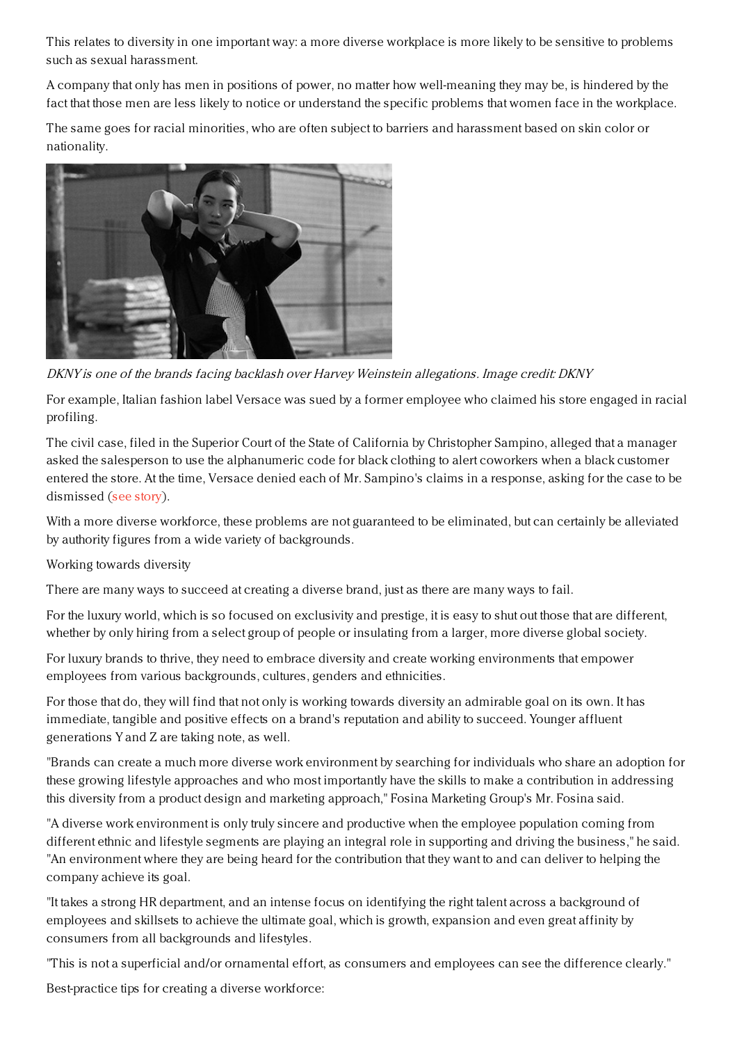This relates to diversity in one important way: a more diverse workplace is more likely to be sensitive to problems such as sexual harassment.

A company that only has men in positions of power, no matter how well-meaning they may be, is hindered by the fact that those men are less likely to notice or understand the specific problems that women face in the workplace.

The same goes for racial minorities, who are often subject to barriers and harassment based on skin color or nationality.

*DKNY is one of the brands facing backlash over Harvey Weinstein allegations. Image credit: DKNY*

For example, Italian fashion label Versace was sued by a former employee who claimed his store engaged in racial profiling.

The civil case, filed in the Superior Court of the State of California by Christopher Sampino, alleged that a manager asked the salesperson to use the alphanumeric code for black clothing to alert coworkers when a black customer entered the store. At the time, Versace denied each of Mr. Sampino's claims in a response, asking for the case to be dismissed (see story).

With a more diverse workforce, these problems are not guaranteed to be eliminated, but can certainly be alleviated by authority figures from a wide variety of backgrounds.

Working towards diversity

There are many ways to succeed at creating a diverse brand, just as there are many ways to fail.

For the luxury world, which is so focused on exclusivity and prestige, it is easy to shut out those that are different, whether by only hiring from a select group of people or insulating from a larger, more diverse global society.

For luxury brands to thrive, they need to embrace diversity and create working environments that empower employees from various backgrounds, cultures, genders and ethnicities.

For those that do, they will find that not only is working towards diversity an admirable goal on its own. It has immediate, tangible and positive effects on a brand's reputation and ability to succeed. Younger affluent generations Y and Z are taking note, as well.

"Brands can create a much more diverse work environment by searching for individuals who share an adoption for these growing lifestyle approaches and who most importantly have the skills to make a contribution in addressing this diversity from a product design and marketing approach," Fosina Marketing Group's Mr. Fosina said.

"A diverse work environment is only truly sincere and productive when the employee population coming from different ethnic and lifestyle segments are playing an integral role in supporting and driving the business," he said. "An environment where they are being heard for the contribution that they want to and can deliver to helping the company achieve its goal.

"It takes a strong HR department, and an intense focus on identifying the right talent across a background of employees and skillsets to achieve the ultimate goal, which is growth, expansion and even great affinity by consumers from all backgrounds and lifestyles.

"This is not a superficial and/or ornamental effort, as consumers and employees can see the difference clearly."

Best-practice tips for creating a diverse workforce: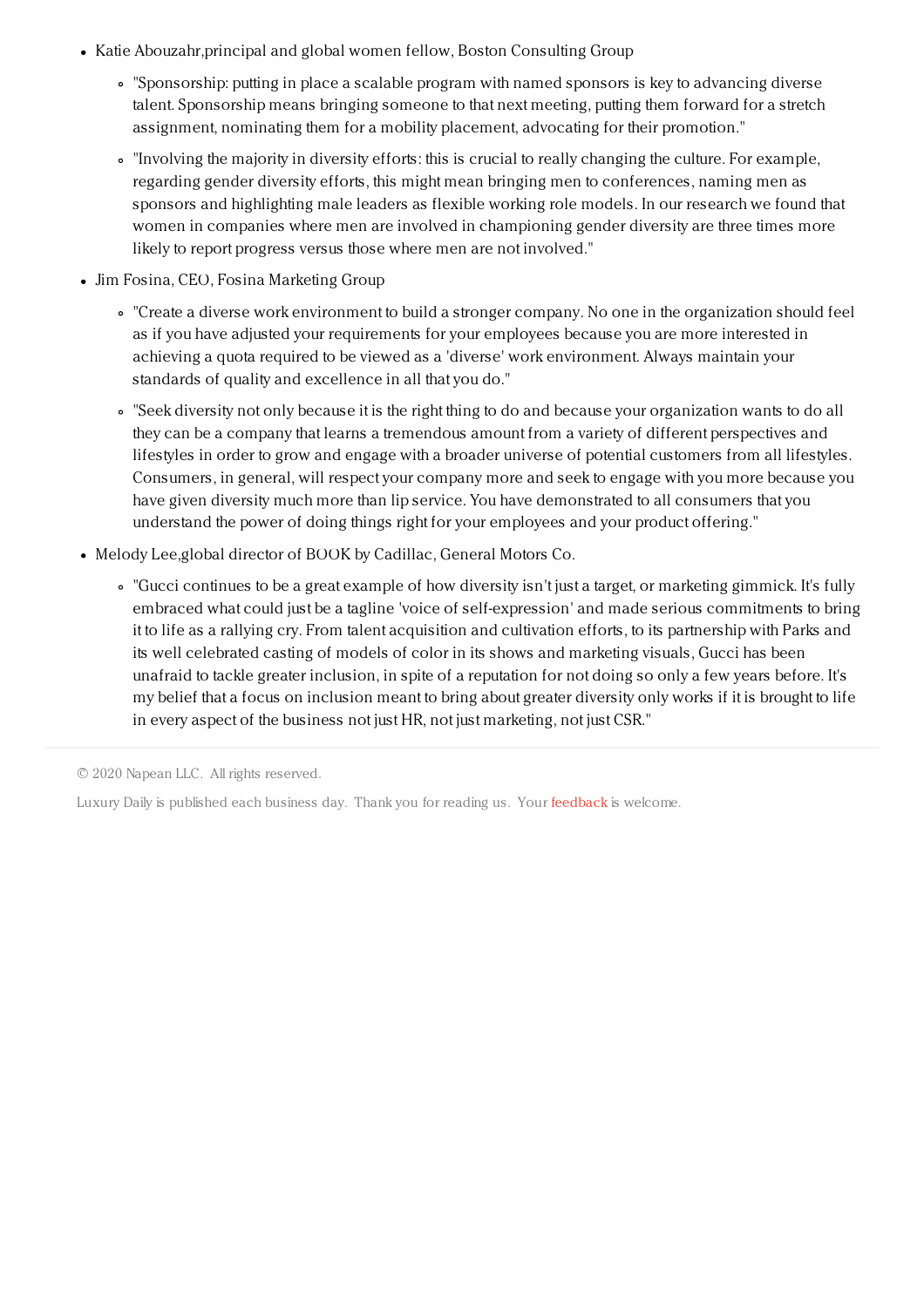- Katie Abouzahr,principal and global women fellow, Boston Consulting Group
  - "Sponsorship: putting in place a scalable program with named sponsors is key to advancing diverse talent. Sponsorship means bringing someone to that next meeting, putting them forward for a stretch assignment, nominating them for a mobility placement, advocating for their promotion."
  - "Involving the majority in diversity efforts: this is crucial to really changing the culture. For example, regarding gender diversity efforts, this might mean bringing men to conferences, naming men as sponsors and highlighting male leaders as flexible working role models. In our research we found that women in companies where men are involved in championing gender diversity are three times more likely to report progress versus those where men are not involved."
- Jim Fosina, CEO, Fosina Marketing Group
  - "Create a diverse work environment to build a stronger company. No one in the organization should feel as if you have adjusted your requirements for your employees because you are more interested in achieving a quota required to be viewed as a 'diverse' work environment. Always maintain your standards of quality and excellence in all that you do."
  - "Seek diversity not only because it is the right thing to do and because your organization wants to do all they can be a company that learns a tremendous amount from a variety of different perspectives and lifestyles in order to grow and engage with a broader universe of potential customers from all lifestyles. Consumers, in general, will respect your company more and seek to engage with you more because you have given diversity much more than lip service. You have demonstrated to all consumers that you understand the power of doing things right for your employees and your product offering."
- Melody Lee,global director of BOOK by Cadillac, General Motors Co.
  - "Gucci continues to be a great example of how diversity isn't just a target, or marketing gimmick. It's fully embraced what could just be a tagline 'voice of self-expression' and made serious commitments to bring it to life as a rallying cry. From talent acquisition and cultivation efforts, to its partnership with Parks and its well celebrated casting of models of color in its shows and marketing visuals, Gucci has been unafraid to tackle greater inclusion, in spite of a reputation for not doing so only a few years before. It's my belief that a focus on inclusion meant to bring about greater diversity only works if it is brought to life in every aspect of the business not just HR, not just marketing, not just CSR."

---

© 2020 Napean LLC. All rights reserved.

Luxury Daily is published each business day. Thank you for reading us. Your feedback is welcome.